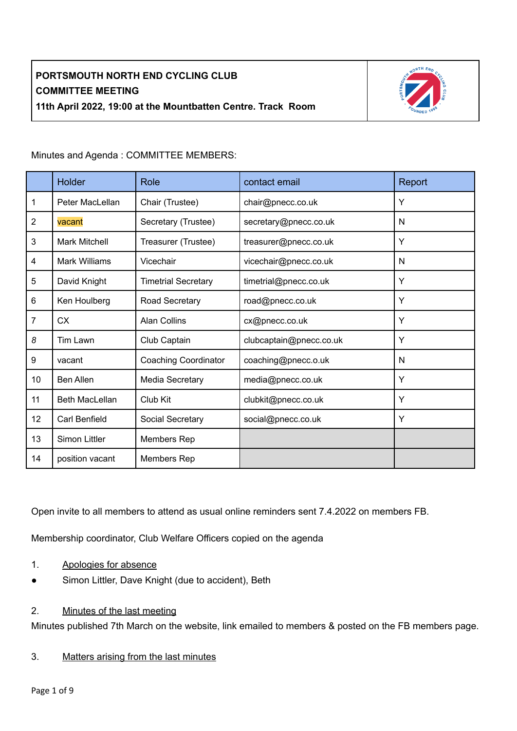**PORTSMOUTH NORTH END CYCLING CLUB**
**COMMITTEE MEETING**
**11th April 2022, 19:00 at the Mountbatten Centre. Track Room**

Minutes and Agenda : COMMITTEE MEMBERS:

| | Holder | Role | contact email | Report |
|---|---|---|---|---|
| 1 | Peter MacLellan | Chair (Trustee) | chair@pnecc.co.uk | Y |
| 2 | vacant | Secretary (Trustee) | secretary@pnecc.co.uk | N |
| 3 | Mark Mitchell | Treasurer (Trustee) | treasurer@pnecc.co.uk | Y |
| 4 | Mark Williams | Vicechair | vicechair@pnecc.co.uk | N |
| 5 | David Knight | Timetrial Secretary | timetrial@pnecc.co.uk | Y |
| 6 | Ken Houlberg | Road Secretary | road@pnecc.co.uk | Y |
| 7 | CX | Alan Collins | cx@pnecc.co.uk | Y |
| *8* | Tim Lawn | Club Captain | clubcaptain@pnecc.co.uk | Y |
| 9 | vacant | Coaching Coordinator | coaching@pnecc.o.uk | N |
| 10 | Ben Allen | Media Secretary | media@pnecc.co.uk | Y |
| 11 | Beth MacLellan | Club Kit | clubkit@pnecc.co.uk | Y |
| 12 | Carl Benfield | Social Secretary | social@pnecc.co.uk | Y |
| 13 | Simon Littler | Members Rep | | |
| 14 | position vacant | Members Rep | | |

Open invite to all members to attend as usual online reminders sent 7.4.2022 on members FB.

Membership coordinator, Club Welfare Officers copied on the agenda

1. Apologies for absence

- Simon Littler, Dave Knight (due to accident), Beth

2. Minutes of the last meeting

Minutes published 7th March on the website, link emailed to members & posted on the FB members page.

3. Matters arising from the last minutes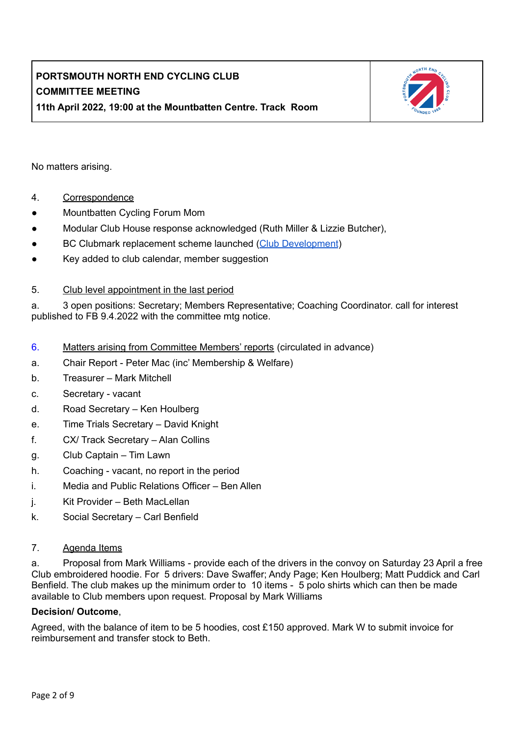| PORTSMOUTH NORTH END CYCLING CLUB<br>COMMITTEE MEETING<br>11th April 2022, 19:00 at the Mountbatten Centre. Track Room | |
|---|---|

No matters arising.

4. Correspondence

- Mountbatten Cycling Forum Mom
- Modular Club House response acknowledged (Ruth Miller & Lizzie Butcher),
- BC Clubmark replacement scheme launched (Club Development)
- Key added to club calendar, member suggestion

5. Club level appointment in the last period

a. 3 open positions: Secretary; Members Representative; Coaching Coordinator. call for interest published to FB 9.4.2022 with the committee mtg notice.

6. Matters arising from Committee Members' reports (circulated in advance)

a. Chair Report - Peter Mac (inc' Membership & Welfare)

b. Treasurer – Mark Mitchell

c. Secretary - vacant

d. Road Secretary – Ken Houlberg

e. Time Trials Secretary – David Knight

f. CX/ Track Secretary – Alan Collins

g. Club Captain – Tim Lawn

h. Coaching - vacant, no report in the period

i. Media and Public Relations Officer – Ben Allen

j. Kit Provider – Beth MacLellan

k. Social Secretary – Carl Benfield

7. Agenda Items

a. Proposal from Mark Williams - provide each of the drivers in the convoy on Saturday 23 April a free Club embroidered hoodie. For 5 drivers: Dave Swaffer; Andy Page; Ken Houlberg; Matt Puddick and Carl Benfield. The club makes up the minimum order to 10 items - 5 polo shirts which can then be made available to Club members upon request. Proposal by Mark Williams

**Decision/ Outcome**,

Agreed, with the balance of item to be 5 hoodies, cost £150 approved. Mark W to submit invoice for reimbursement and transfer stock to Beth.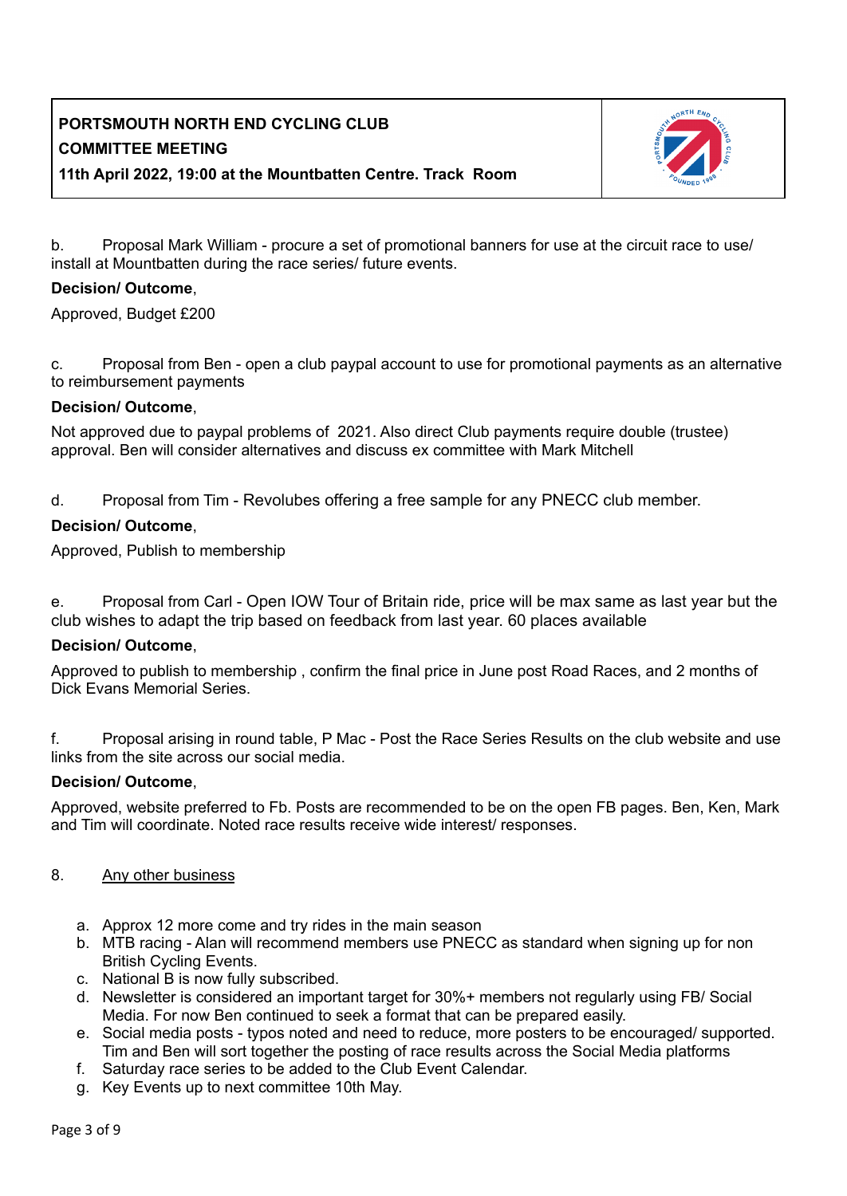**PORTSMOUTH NORTH END CYCLING CLUB**
**COMMITTEE MEETING**
**11th April 2022, 19:00 at the Mountbatten Centre. Track Room**

b. Proposal Mark William - procure a set of promotional banners for use at the circuit race to use/ install at Mountbatten during the race series/ future events.

**Decision/ Outcome**,

Approved, Budget £200

c. Proposal from Ben - open a club paypal account to use for promotional payments as an alternative to reimbursement payments

**Decision/ Outcome**,

Not approved due to paypal problems of 2021. Also direct Club payments require double (trustee) approval. Ben will consider alternatives and discuss ex committee with Mark Mitchell

d. Proposal from Tim - Revolubes offering a free sample for any PNECC club member.

**Decision/ Outcome**,

Approved, Publish to membership

e. Proposal from Carl - Open IOW Tour of Britain ride, price will be max same as last year but the club wishes to adapt the trip based on feedback from last year. 60 places available

**Decision/ Outcome**,

Approved to publish to membership , confirm the final price in June post Road Races, and 2 months of Dick Evans Memorial Series.

f. Proposal arising in round table, P Mac - Post the Race Series Results on the club website and use links from the site across our social media.

**Decision/ Outcome**,

Approved, website preferred to Fb. Posts are recommended to be on the open FB pages. Ben, Ken, Mark and Tim will coordinate. Noted race results receive wide interest/ responses.

8. Any other business

a. Approx 12 more come and try rides in the main season
b. MTB racing - Alan will recommend members use PNECC as standard when signing up for non British Cycling Events.
c. National B is now fully subscribed.
d. Newsletter is considered an important target for 30%+ members not regularly using FB/ Social Media. For now Ben continued to seek a format that can be prepared easily.
e. Social media posts - typos noted and need to reduce, more posters to be encouraged/ supported. Tim and Ben will sort together the posting of race results across the Social Media platforms
f. Saturday race series to be added to the Club Event Calendar.
g. Key Events up to next committee 10th May.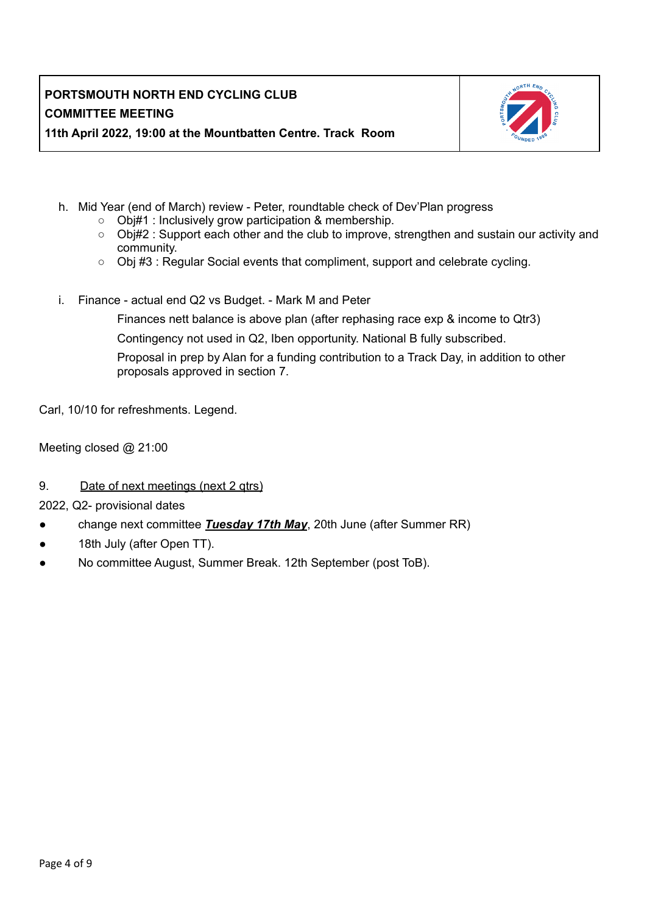**PORTSMOUTH NORTH END CYCLING CLUB**
**COMMITTEE MEETING**
**11th April 2022, 19:00 at the Mountbatten Centre. Track Room**

h. Mid Year (end of March) review - Peter, roundtable check of Dev'Plan progress
   - Obj#1 : Inclusively grow participation & membership.
   - Obj#2 : Support each other and the club to improve, strengthen and sustain our activity and community.
   - Obj #3 : Regular Social events that compliment, support and celebrate cycling.

i. Finance - actual end Q2 vs Budget. - Mark M and Peter

   Finances nett balance is above plan (after rephasing race exp & income to Qtr3)

   Contingency not used in Q2, Iben opportunity. National B fully subscribed.

   Proposal in prep by Alan for a funding contribution to a Track Day, in addition to other proposals approved in section 7.

Carl, 10/10 for refreshments. Legend.

Meeting closed @ 21:00

9. Date of next meetings (next 2 qtrs)

2022, Q2- provisional dates

- change next committee ***Tuesday 17th May***, 20th June (after Summer RR)
- 18th July (after Open TT).
- No committee August, Summer Break. 12th September (post ToB).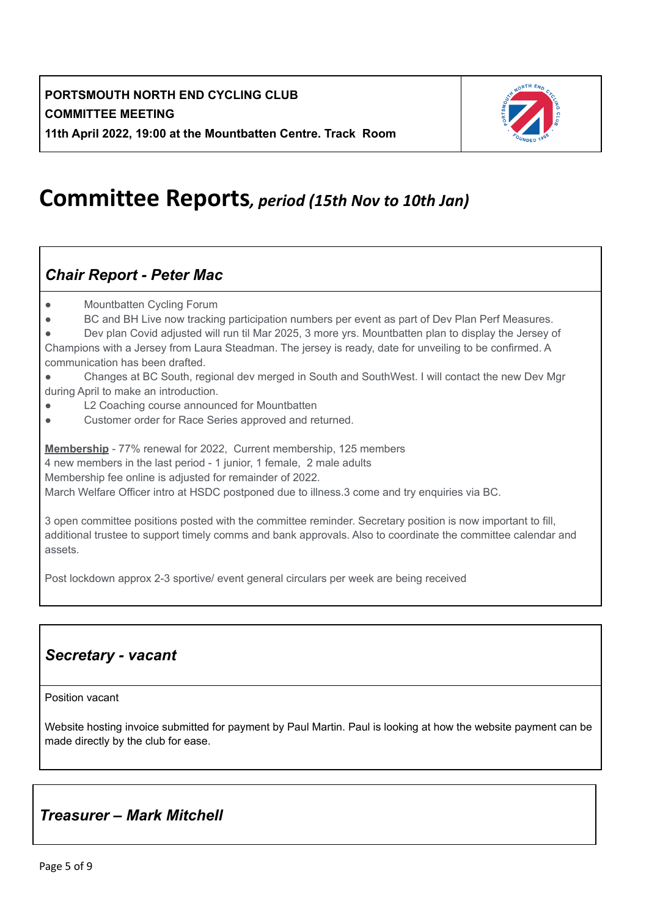**PORTSMOUTH NORTH END CYCLING CLUB**
**COMMITTEE MEETING**
**11th April 2022, 19:00 at the Mountbatten Centre. Track Room**

# Committee Reports, *period (15th Nov to 10th Jan)*

## *Chair Report - Peter Mac*

- Mountbatten Cycling Forum
- BC and BH Live now tracking participation numbers per event as part of Dev Plan Perf Measures.
- Dev plan Covid adjusted will run til Mar 2025, 3 more yrs. Mountbatten plan to display the Jersey of Champions with a Jersey from Laura Steadman. The jersey is ready, date for unveiling to be confirmed. A communication has been drafted.
- Changes at BC South, regional dev merged in South and SouthWest. I will contact the new Dev Mgr during April to make an introduction.
- L2 Coaching course announced for Mountbatten
- Customer order for Race Series approved and returned.

**Membership** - 77% renewal for 2022, Current membership, 125 members
4 new members in the last period - 1 junior, 1 female, 2 male adults
Membership fee online is adjusted for remainder of 2022.
March Welfare Officer intro at HSDC postponed due to illness.3 come and try enquiries via BC.

3 open committee positions posted with the committee reminder. Secretary position is now important to fill, additional trustee to support timely comms and bank approvals. Also to coordinate the committee calendar and assets.

Post lockdown approx 2-3 sportive/ event general circulars per week are being received

## *Secretary - vacant*

Position vacant

Website hosting invoice submitted for payment by Paul Martin. Paul is looking at how the website payment can be made directly by the club for ease.

## *Treasurer – Mark Mitchell*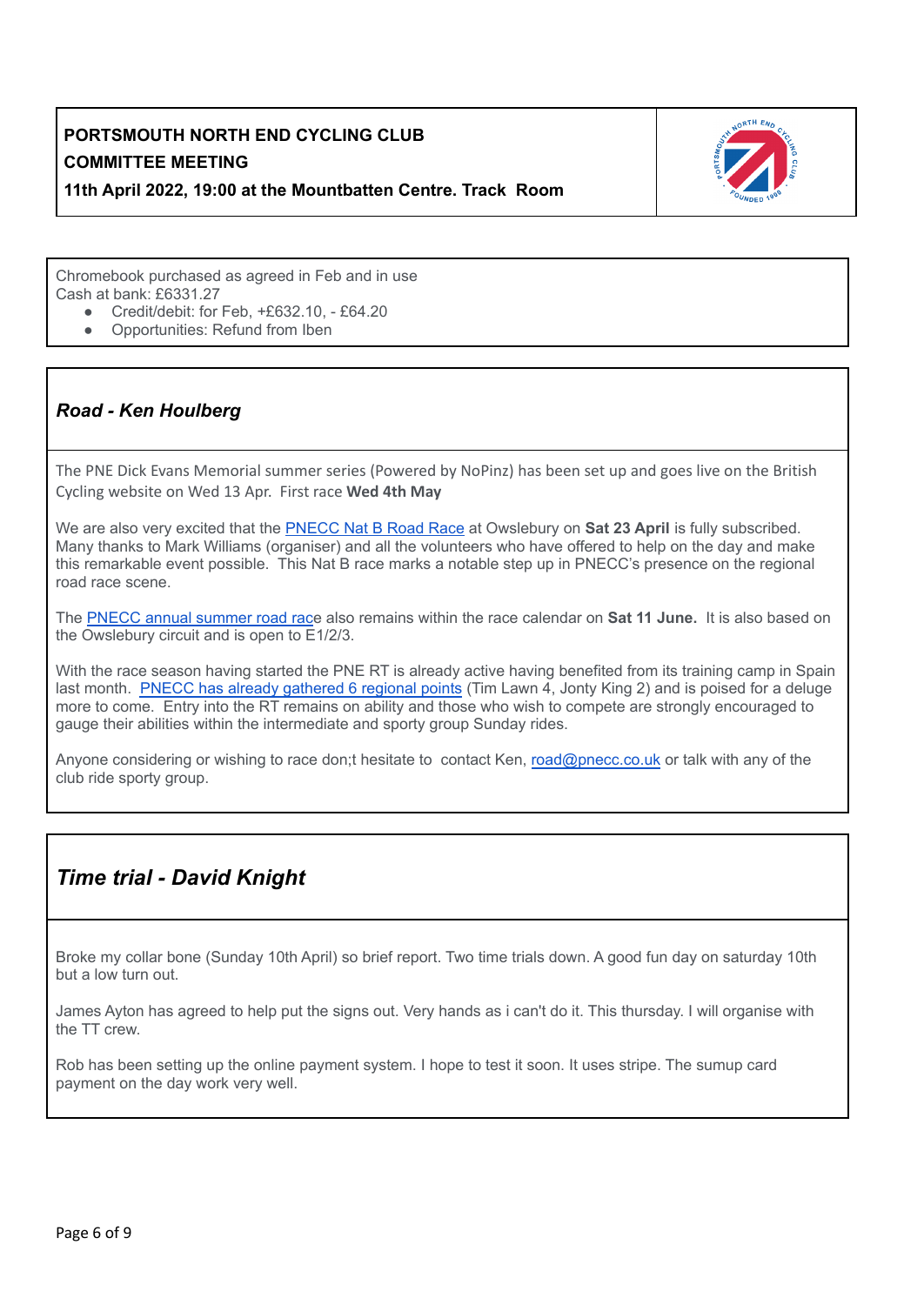**PORTSMOUTH NORTH END CYCLING CLUB**
**COMMITTEE MEETING**
**11th April 2022, 19:00 at the Mountbatten Centre. Track Room**

Chromebook purchased as agreed in Feb and in use
Cash at bank: £6331.27

- Credit/debit: for Feb, +£632.10, - £64.20
- Opportunities: Refund from Iben

## *Road - Ken Houlberg*

The PNE Dick Evans Memorial summer series (Powered by NoPinz) has been set up and goes live on the British Cycling website on Wed 13 Apr. First race **Wed 4th May**

We are also very excited that the PNECC Nat B Road Race at Owslebury on **Sat 23 April** is fully subscribed. Many thanks to Mark Williams (organiser) and all the volunteers who have offered to help on the day and make this remarkable event possible. This Nat B race marks a notable step up in PNECC's presence on the regional road race scene.

The PNECC annual summer road race also remains within the race calendar on **Sat 11 June.** It is also based on the Owslebury circuit and is open to E1/2/3.

With the race season having started the PNE RT is already active having benefited from its training camp in Spain last month. PNECC has already gathered 6 regional points (Tim Lawn 4, Jonty King 2) and is poised for a deluge more to come. Entry into the RT remains on ability and those who wish to compete are strongly encouraged to gauge their abilities within the intermediate and sporty group Sunday rides.

Anyone considering or wishing to race don;t hesitate to contact Ken, road@pnecc.co.uk or talk with any of the club ride sporty group.

## *Time trial - David Knight*

Broke my collar bone (Sunday 10th April) so brief report. Two time trials down. A good fun day on saturday 10th but a low turn out.

James Ayton has agreed to help put the signs out. Very hands as i can't do it. This thursday. I will organise with the TT crew.

Rob has been setting up the online payment system. I hope to test it soon. It uses stripe. The sumup card payment on the day work very well.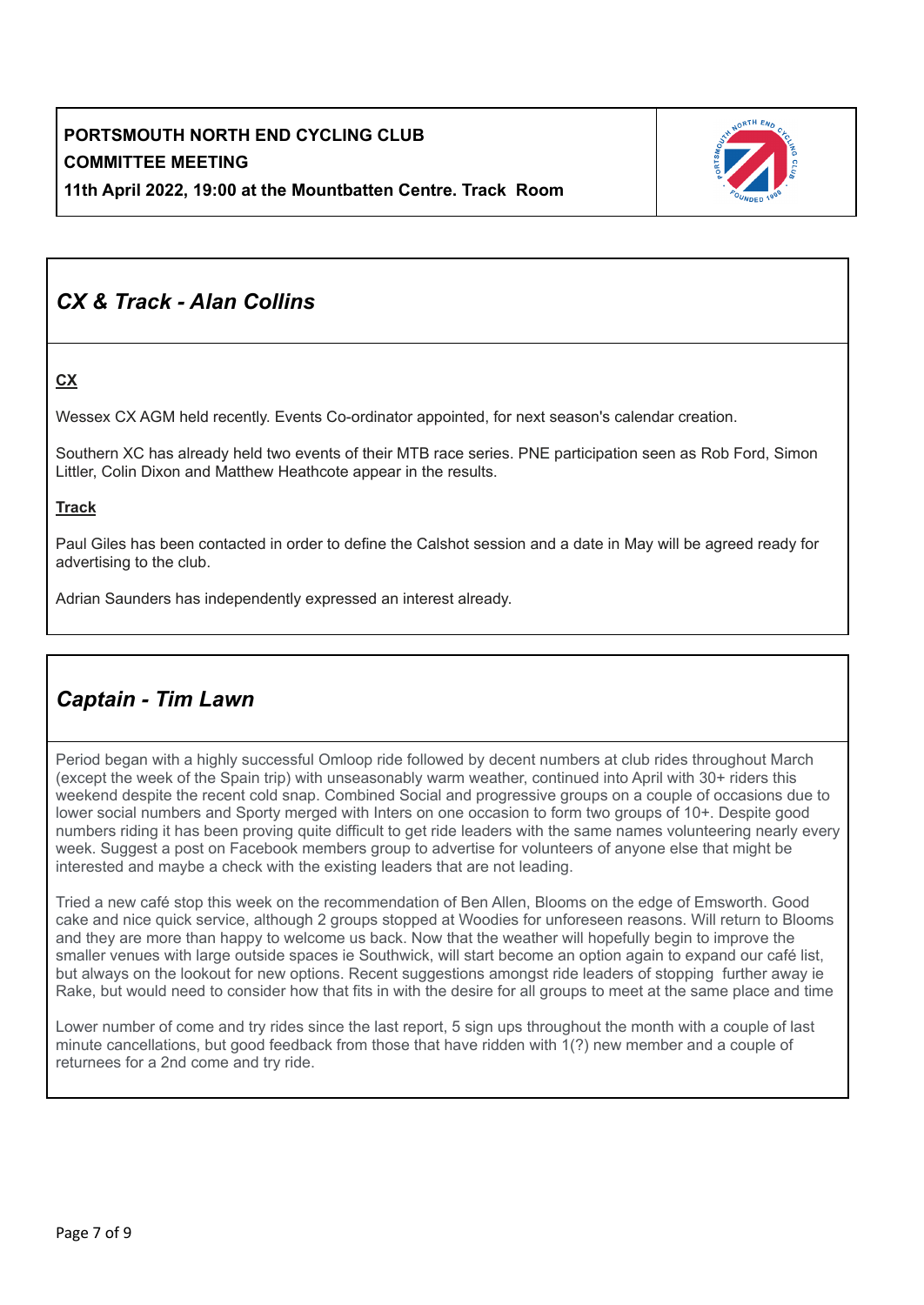**PORTSMOUTH NORTH END CYCLING CLUB**
**COMMITTEE MEETING**
**11th April 2022, 19:00 at the Mountbatten Centre. Track Room**

## *CX & Track - Alan Collins*

**CX**

Wessex CX AGM held recently. Events Co-ordinator appointed, for next season's calendar creation.

Southern XC has already held two events of their MTB race series. PNE participation seen as Rob Ford, Simon Littler, Colin Dixon and Matthew Heathcote appear in the results.

**Track**

Paul Giles has been contacted in order to define the Calshot session and a date in May will be agreed ready for advertising to the club.

Adrian Saunders has independently expressed an interest already.

## *Captain - Tim Lawn*

Period began with a highly successful Omloop ride followed by decent numbers at club rides throughout March (except the week of the Spain trip) with unseasonably warm weather, continued into April with 30+ riders this weekend despite the recent cold snap. Combined Social and progressive groups on a couple of occasions due to lower social numbers and Sporty merged with Inters on one occasion to form two groups of 10+. Despite good numbers riding it has been proving quite difficult to get ride leaders with the same names volunteering nearly every week. Suggest a post on Facebook members group to advertise for volunteers of anyone else that might be interested and maybe a check with the existing leaders that are not leading.

Tried a new café stop this week on the recommendation of Ben Allen, Blooms on the edge of Emsworth. Good cake and nice quick service, although 2 groups stopped at Woodies for unforeseen reasons. Will return to Blooms and they are more than happy to welcome us back. Now that the weather will hopefully begin to improve the smaller venues with large outside spaces ie Southwick, will start become an option again to expand our café list, but always on the lookout for new options. Recent suggestions amongst ride leaders of stopping further away ie Rake, but would need to consider how that fits in with the desire for all groups to meet at the same place and time

Lower number of come and try rides since the last report, 5 sign ups throughout the month with a couple of last minute cancellations, but good feedback from those that have ridden with 1(?) new member and a couple of returnees for a 2nd come and try ride.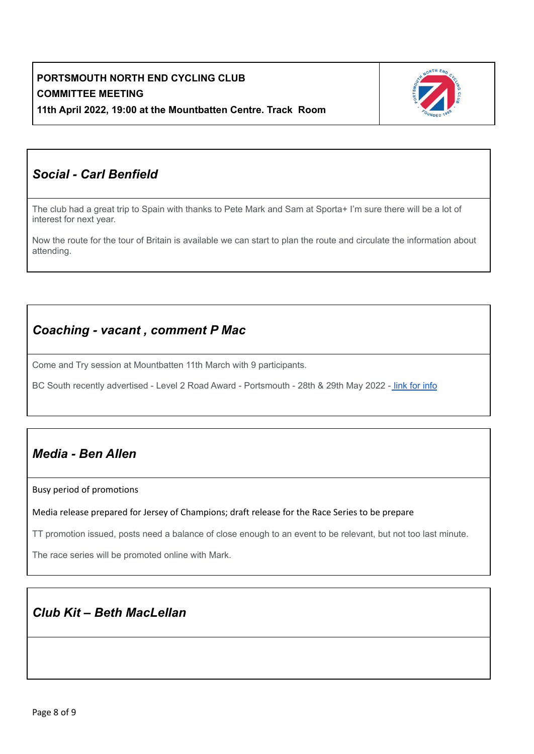**PORTSMOUTH NORTH END CYCLING CLUB**
**COMMITTEE MEETING**
**11th April 2022, 19:00 at the Mountbatten Centre. Track Room**

## *Social - Carl Benfield*

The club had a great trip to Spain with thanks to Pete Mark and Sam at Sporta+ I'm sure there will be a lot of interest for next year.

Now the route for the tour of Britain is available we can start to plan the route and circulate the information about attending.

## *Coaching - vacant , comment P Mac*

Come and Try session at Mountbatten 11th March with 9 participants.

BC South recently advertised - Level 2 Road Award - Portsmouth - 28th & 29th May 2022 - link for info

## *Media - Ben Allen*

Busy period of promotions

Media release prepared for Jersey of Champions; draft release for the Race Series to be prepare

TT promotion issued, posts need a balance of close enough to an event to be relevant, but not too last minute.

The race series will be promoted online with Mark.

## *Club Kit – Beth MacLellan*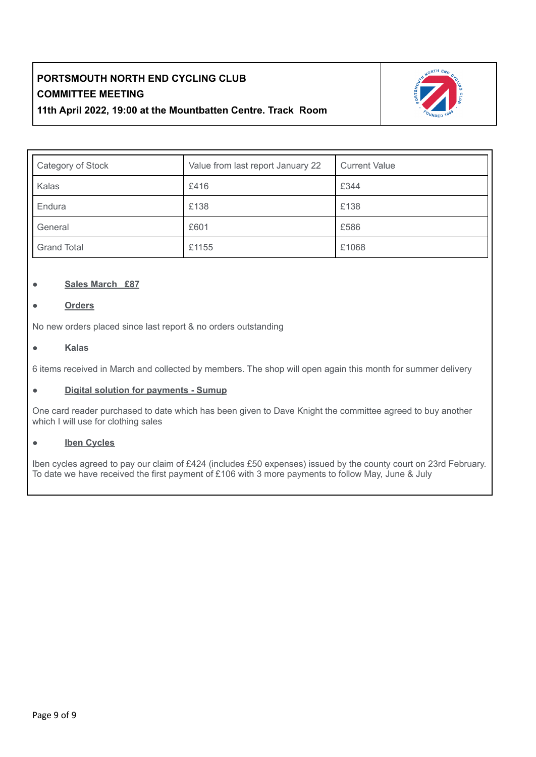**PORTSMOUTH NORTH END CYCLING CLUB**
**COMMITTEE MEETING**
**11th April 2022, 19:00 at the Mountbatten Centre. Track Room**

| Category of Stock | Value from last report January 22 | Current Value |
|---|---|---|
| Kalas | £416 | £344 |
| Endura | £138 | £138 |
| General | £601 | £586 |
| Grand Total | £1155 | £1068 |

- **Sales March £87**

- **Orders**

No new orders placed since last report & no orders outstanding

- **Kalas**

6 items received in March and collected by members. The shop will open again this month for summer delivery

- **Digital solution for payments - Sumup**

One card reader purchased to date which has been given to Dave Knight the committee agreed to buy another which I will use for clothing sales

- **Iben Cycles**

Iben cycles agreed to pay our claim of £424 (includes £50 expenses) issued by the county court on 23rd February. To date we have received the first payment of £106 with 3 more payments to follow May, June & July